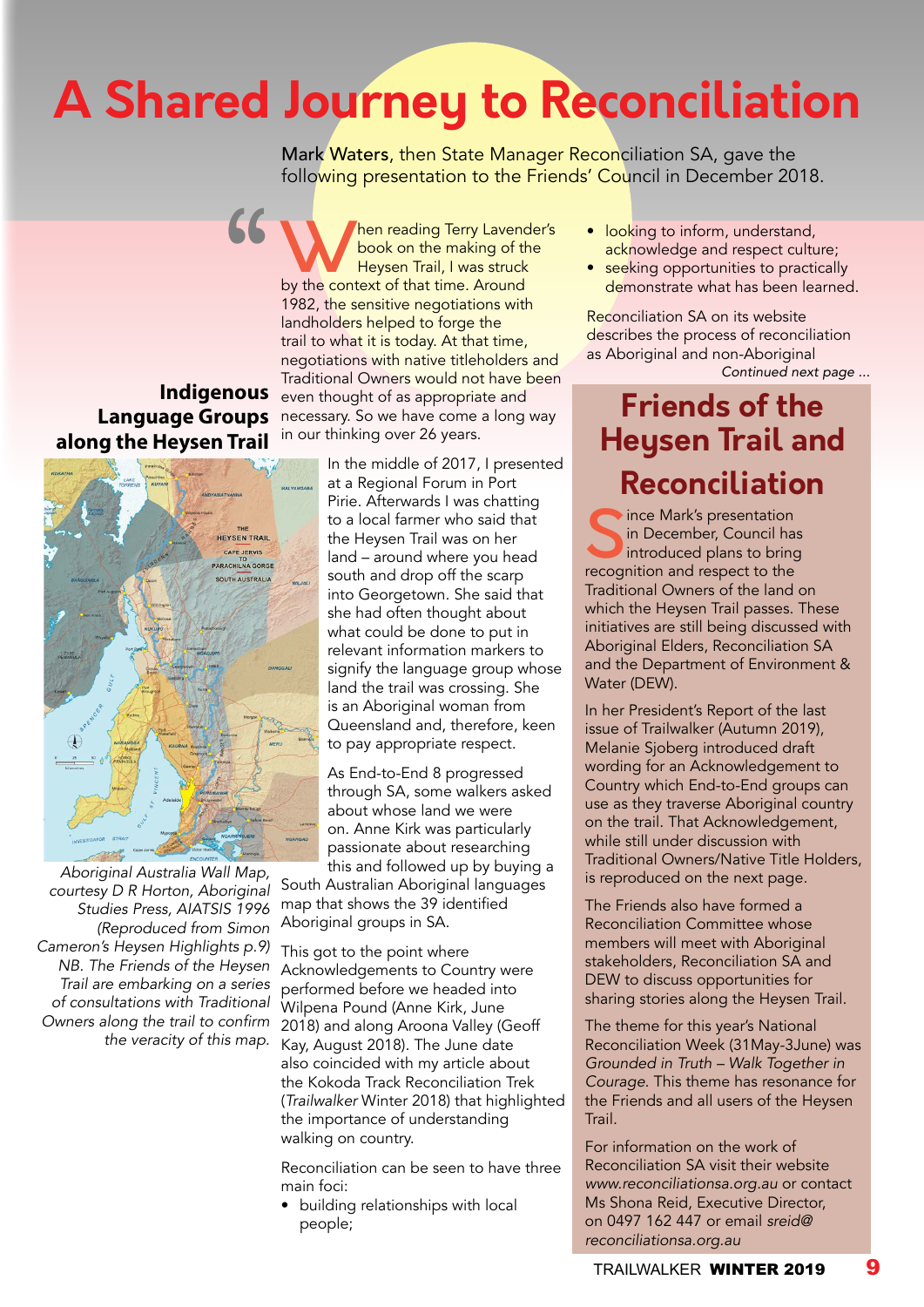# A Shared Journey to Reconciliation

Mark Waters, then State Manager Reconciliation SA, gave the following presentation to the Friends' Council in December 2018.

"When reading Terry Lavender's book on the making of the Heysen Trail, I was struck by the context of that time. Around 1982, the sensitive negotiations with landholders helped to forge the trail to what it is today. At that time, negotiations with native titleholders and Traditional Owners would not have been even thought of as appropriate and necessary. So we have come a long way in our thinking over 26 years.

In the middle of 2017, I presented at a Regional Forum in Port Pirie. Afterwards I was chatting to a local farmer who said that the Heysen Trail was on her land – around where you head south and drop off the scarp into Georgetown. She said that she had often thought about what could be done to put in relevant information markers to signify the language group whose land the trail was crossing. She is an Aboriginal woman from Queensland and, therefore, keen to pay appropriate respect.

As End-to-End 8 progressed through SA, some walkers asked about whose land we were on. Anne Kirk was particularly passionate about researching this and followed up by buying a South Australian Aboriginal languages map that shows the 39 identified Aboriginal groups in SA.

This got to the point where Acknowledgements to Country were performed before we headed into Wilpena Pound (Anne Kirk, June 2018) and along Aroona Valley (Geoff Kay, August 2018). The June date also coincided with my article about the Kokoda Track Reconciliation Trek (*Trailwalker* Winter 2018) that highlighted the importance of understanding walking on country.

Reconciliation can be seen to have three main foci:

- building relationships with local people;
- looking to inform, understand, acknowledge and respect culture;
- seeking opportunities to practically demonstrate what has been learned.

Reconciliation SA on its website describes the process of reconciliation as Aboriginal and non-Aboriginal

*Continued next page ...*

## Indigenous Language Groups along the Heysen Trail

*Aboriginal Australia Wall Map, courtesy D R Horton, Aboriginal Studies Press, AIATSIS 1996 (Reproduced from Simon Cameron's Heysen Highlights p.9)*
*NB. The Friends of the Heysen Trail are embarking on a series of consultations with Traditional Owners along the trail to confirm the veracity of this map.*

## Friends of the Heysen Trail and Reconciliation

Since Mark's presentation in December, Council has introduced plans to bring recognition and respect to the Traditional Owners of the land on which the Heysen Trail passes. These initiatives are still being discussed with Aboriginal Elders, Reconciliation SA and the Department of Environment & Water (DEW).

In her President's Report of the last issue of Trailwalker (Autumn 2019), Melanie Sjoberg introduced draft wording for an Acknowledgement to Country which End-to-End groups can use as they traverse Aboriginal country on the trail. That Acknowledgement, while still under discussion with Traditional Owners/Native Title Holders, is reproduced on the next page.

The Friends also have formed a Reconciliation Committee whose members will meet with Aboriginal stakeholders, Reconciliation SA and DEW to discuss opportunities for sharing stories along the Heysen Trail.

The theme for this year's National Reconciliation Week (31May-3June) was *Grounded in Truth – Walk Together in Courage*. This theme has resonance for the Friends and all users of the Heysen Trail.

For information on the work of Reconciliation SA visit their website *www.reconciliationsa.org.au* or contact Ms Shona Reid, Executive Director, on 0497 162 447 or email *sreid@reconciliationsa.org.au*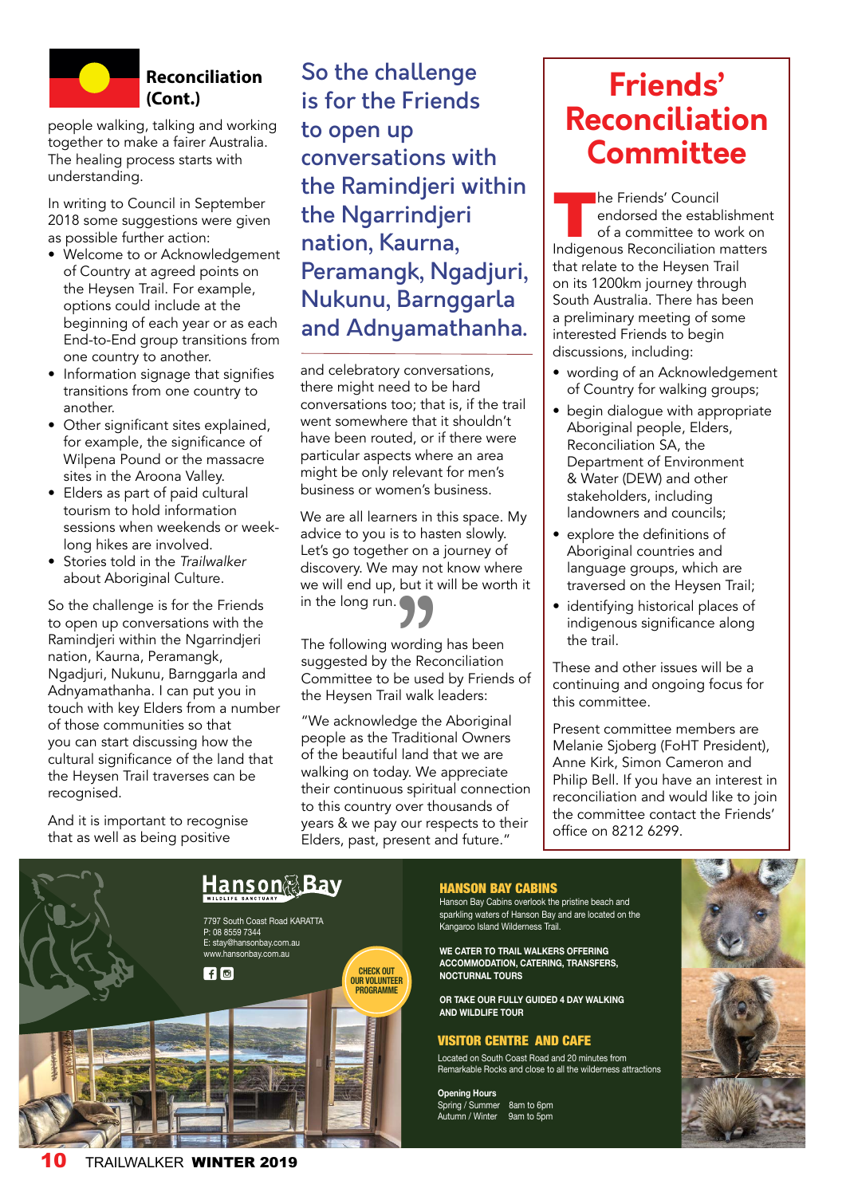## Reconciliation (Cont.)

people walking, talking and working together to make a fairer Australia. The healing process starts with understanding.

In writing to Council in September 2018 some suggestions were given as possible further action:

- Welcome to or Acknowledgement of Country at agreed points on the Heysen Trail. For example, options could include at the beginning of each year or as each End-to-End group transitions from one country to another.
- Information signage that signifies transitions from one country to another.
- Other significant sites explained, for example, the significance of Wilpena Pound or the massacre sites in the Aroona Valley.
- Elders as part of paid cultural tourism to hold information sessions when weekends or week-long hikes are involved.
- Stories told in the *Trailwalker* about Aboriginal Culture.

So the challenge is for the Friends to open up conversations with the Ramindjeri within the Ngarrindjeri nation, Kaurna, Peramangk, Ngadjuri, Nukunu, Barnggarla and Adnyamathanha. I can put you in touch with key Elders from a number of those communities so that you can start discussing how the cultural significance of the land that the Heysen Trail traverses can be recognised.

And it is important to recognise that as well as being positive and celebratory conversations, there might need to be hard conversations too; that is, if the trail went somewhere that it shouldn't have been routed, or if there were particular aspects where an area might be only relevant for men's business or women's business.

> So the challenge is for the Friends to open up conversations with the Ramindjeri within the Ngarrindjeri nation, Kaurna, Peramangk, Ngadjuri, Nukunu, Barnggarla and Adnyamathanha.

We are all learners in this space. My advice to you is to hasten slowly. Let's go together on a journey of discovery. We may not know where we will end up, but it will be worth it in the long run.

The following wording has been suggested by the Reconciliation Committee to be used by Friends of the Heysen Trail walk leaders:

"We acknowledge the Aboriginal people as the Traditional Owners of the beautiful land that we are walking on today. We appreciate their continuous spiritual connection to this country over thousands of years & we pay our respects to their Elders, past, present and future."

## Friends' Reconciliation Committee

The Friends' Council endorsed the establishment of a committee to work on Indigenous Reconciliation matters that relate to the Heysen Trail on its 1200km journey through South Australia. There has been a preliminary meeting of some interested Friends to begin discussions, including:

- wording of an Acknowledgement of Country for walking groups;
- begin dialogue with appropriate Aboriginal people, Elders, Reconciliation SA, the Department of Environment & Water (DEW) and other stakeholders, including landowners and councils;
- explore the definitions of Aboriginal countries and language groups, which are traversed on the Heysen Trail;
- identifying historical places of indigenous significance along the trail.

These and other issues will be a continuing and ongoing focus for this committee.

Present committee members are Melanie Sjoberg (FoHT President), Anne Kirk, Simon Cameron and Philip Bell. If you have an interest in reconciliation and would like to join the committee contact the Friends' office on 8212 6299.

---

**Hanson Bay** WILDLIFE SANCTUARY

7797 South Coast Road KARATTA
P: 08 8559 7344
E: stay@hansonbay.com.au
www.hansonbay.com.au

CHECK OUT OUR VOLUNTEER PROGRAMME

**HANSON BAY CABINS**

Hanson Bay Cabins overlook the pristine beach and sparkling waters of Hanson Bay and are located on the Kangaroo Island Wilderness Trail.

**WE CATER TO TRAIL WALKERS OFFERING ACCOMMODATION, CATERING, TRANSFERS, NOCTURNAL TOURS**

**OR TAKE OUR FULLY GUIDED 4 DAY WALKING AND WILDLIFE TOUR**

**VISITOR CENTRE AND CAFE**

Located on South Coast Road and 20 minutes from Remarkable Rocks and close to all the wilderness attractions

**Opening Hours**
Spring / Summer 8am to 6pm
Autumn / Winter 9am to 5pm